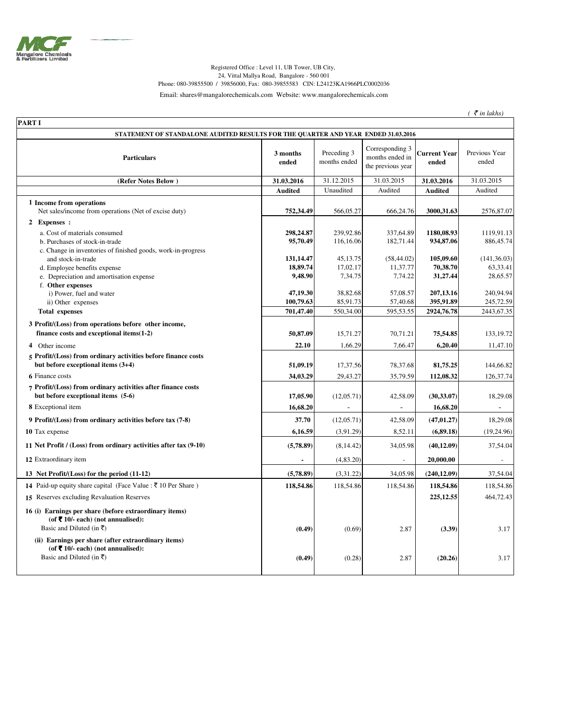Registered Office : Level 11, UB Tower, UB City,
24, Vittal Mallya Road, Bangalore - 560 001
Phone: 080-39855500 / 39856000, Fax: 080-39855583 CIN: L24123KA1966PLC0002036
Email: shares@mangalorechemicals.com Website: www.mangalorechemicals.com

*( ₹ in lakhs)*

**PART I**

**STATEMENT OF STANDALONE AUDITED RESULTS FOR THE QUARTER AND YEAR ENDED 31.03.2016**

| Particulars | 3 months ended | Preceding 3 months ended | Corresponding 3 months ended in the previous year | Current Year ended | Previous Year ended |
|---|---|---|---|---|---|
| (Refer Notes Below ) | 31.03.2016 | 31.12.2015 | 31.03.2015 | 31.03.2016 | 31.03.2015 |
| | Audited | Unaudited | Audited | Audited | Audited |
| **1 Income from operations** | | | | | |
| Net sales/income from operations (Net of excise duty) | **752,34.49** | 566,05.27 | 666,24.76 | **3000,31.63** | 2576,87.07 |
| **2 Expenses :** | | | | | |
| a. Cost of materials consumed | **298,24.87** | 239,92.86 | 337,64.89 | **1180,08.93** | 1119,91.13 |
| b. Purchases of stock-in-trade | **95,70.49** | 116,16.06 | 182,71.44 | **934,87.06** | 886,45.74 |
| c. Change in inventories of finished goods, work-in-progress and stock-in-trade | **131,14.47** | 45,13.75 | (58,44.02) | **105,09.60** | (141,36.03) |
| d. Employee benefits expense | **18,89.74** | 17,02.17 | 11,37.77 | **70,38.70** | 63,33.41 |
| e. Depreciation and amortisation expense | **9,48.90** | 7,34.75 | 7,74.22 | **31,27.44** | 28,65.57 |
| f. **Other expenses** | | | | | |
| i) Power, fuel and water | **47,19.30** | 38,82.68 | 57,08.57 | **207,13.16** | 240,94.94 |
| ii) Other expenses | **100,79.63** | 85,91.73 | 57,40.68 | **395,91.89** | 245,72.59 |
| **Total expenses** | **701,47.40** | 550,34.00 | 595,53.55 | **2924,76.78** | 2443,67.35 |
| **3 Profit/(Loss) from operations before other income, finance costs and exceptional items(1-2)** | **50,87.09** | 15,71.27 | 70,71.21 | **75,54.85** | 133,19.72 |
| **4** Other income | **22.10** | 1,66.29 | 7,66.47 | **6,20.40** | 11,47.10 |
| **5 Profit/(Loss) from ordinary activities before finance costs but before exceptional items (3+4)** | **51,09.19** | 17,37.56 | 78,37.68 | **81,75.25** | 144,66.82 |
| **6** Finance costs | **34,03.29** | 29,43.27 | 35,79.59 | **112,08.32** | 126,37.74 |
| **7 Profit/(Loss) from ordinary activities after finance costs but before exceptional items (5-6)** | **17,05.90** | (12,05.71) | 42,58.09 | **(30,33.07)** | 18,29.08 |
| **8** Exceptional item | **16,68.20** | - | - | **16,68.20** | - |
| **9 Profit/(Loss) from ordinary activities before tax (7-8)** | **37.70** | (12,05.71) | 42,58.09 | **(47,01.27)** | 18,29.08 |
| **10** Tax expense | **6,16.59** | (3,91.29) | 8,52.11 | **(6,89.18)** | (19,24.96) |
| **11 Net Profit / (Loss) from ordinary activities after tax (9-10)** | **(5,78.89)** | (8,14.42) | 34,05.98 | **(40,12.09)** | 37,54.04 |
| **12** Extraordinary item | **-** | (4,83.20) | - | **20,000.00** | - |
| **13 Net Profit/(Loss) for the period (11-12)** | **(5,78.89)** | (3,31.22) | 34,05.98 | **(240,12.09)** | 37,54.04 |
| **14** Paid-up equity share capital (Face Value : ₹ 10 Per Share ) | **118,54.86** | 118,54.86 | 118,54.86 | **118,54.86** | 118,54.86 |
| **15** Reserves excluding Revaluation Reserves | | | | **225,12.55** | 464,72.43 |
| **16 (i) Earnings per share (before extraordinary items) (of ₹ 10/- each) (not annualised):** Basic and Diluted (in ₹) | **(0.49)** | (0.69) | 2.87 | **(3.39)** | 3.17 |
| **(ii) Earnings per share (after extraordinary items) (of ₹ 10/- each) (not annualised):** Basic and Diluted (in ₹) | **(0.49)** | (0.28) | 2.87 | **(20.26)** | 3.17 |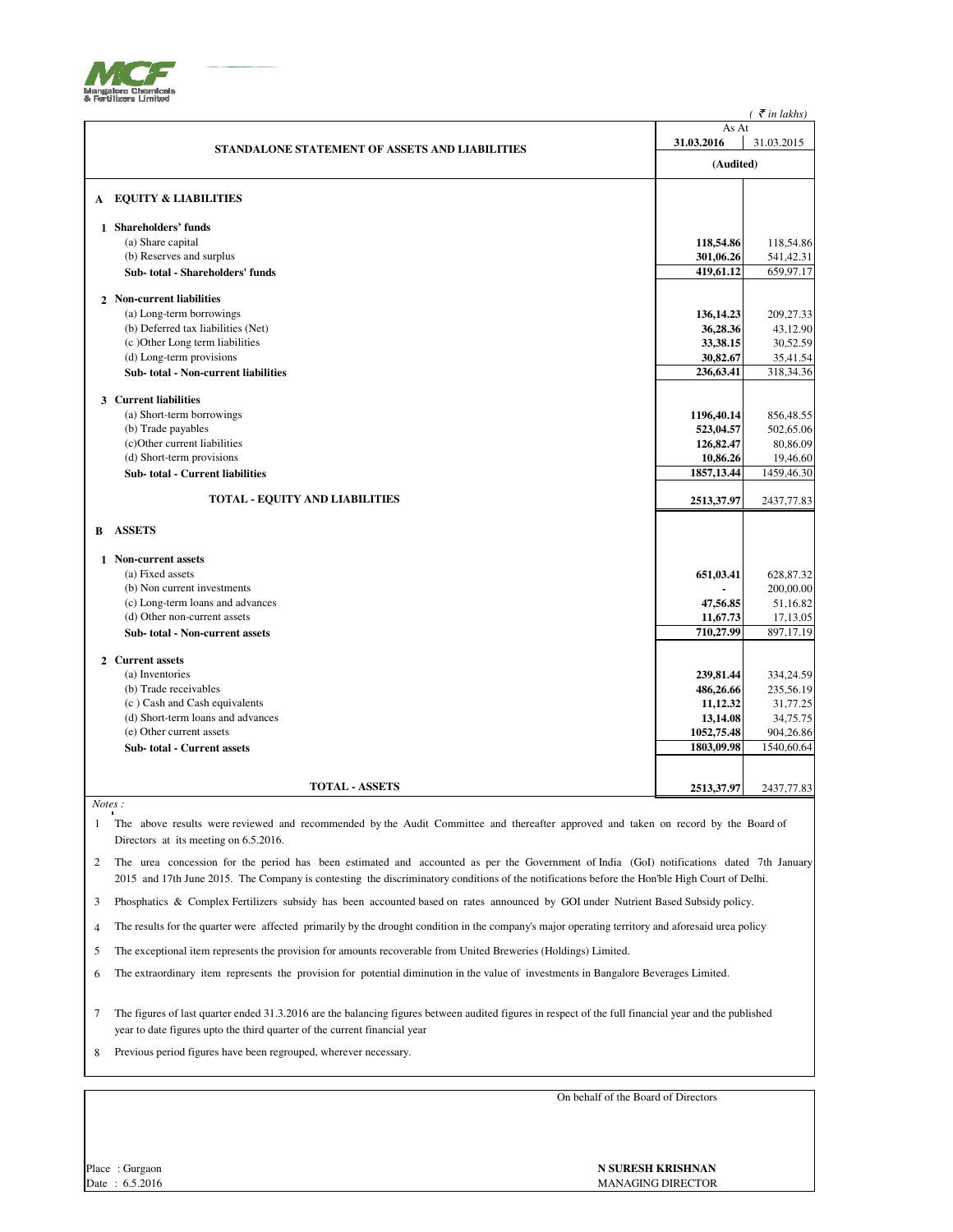( ₹ in lakhs)

| STANDALONE STATEMENT OF ASSETS AND LIABILITIES | As At 31.03.2016 | As At 31.03.2015 |
|---|---|---|
| | (Audited) | |
| **A EQUITY & LIABILITIES** | | |
| **1 Shareholders' funds** | | |
| (a) Share capital | **118,54.86** | 118,54.86 |
| (b) Reserves and surplus | **301,06.26** | 541,42.31 |
| **Sub- total - Shareholders' funds** | **419,61.12** | 659,97.17 |
| **2 Non-current liabilities** | | |
| (a) Long-term borrowings | **136,14.23** | 209,27.33 |
| (b) Deferred tax liabilities (Net) | **36,28.36** | 43,12.90 |
| (c )Other Long term liabilities | **33,38.15** | 30,52.59 |
| (d) Long-term provisions | **30,82.67** | 35,41.54 |
| **Sub- total - Non-current liabilities** | **236,63.41** | 318,34.36 |
| **3 Current liabilities** | | |
| (a) Short-term borrowings | **1196,40.14** | 856,48.55 |
| (b) Trade payables | **523,04.57** | 502,65.06 |
| (c)Other current liabilities | **126,82.47** | 80,86.09 |
| (d) Short-term provisions | **10,86.26** | 19,46.60 |
| **Sub- total - Current liabilities** | **1857,13.44** | 1459,46.30 |
| **TOTAL - EQUITY AND LIABILITIES** | **2513,37.97** | 2437,77.83 |
| **B ASSETS** | | |
| **1 Non-current assets** | | |
| (a) Fixed assets | **651,03.41** | 628,87.32 |
| (b) Non current investments | **-** | 200,00.00 |
| (c) Long-term loans and advances | **47,56.85** | 51,16.82 |
| (d) Other non-current assets | **11,67.73** | 17,13.05 |
| **Sub- total - Non-current assets** | **710,27.99** | 897,17.19 |
| **2 Current assets** | | |
| (a) Inventories | **239,81.44** | 334,24.59 |
| (b) Trade receivables | **486,26.66** | 235,56.19 |
| (c ) Cash and Cash equivalents | **11,12.32** | 31,77.25 |
| (d) Short-term loans and advances | **13,14.08** | 34,75.75 |
| (e) Other current assets | **1052,75.48** | 904,26.86 |
| **Sub- total - Current assets** | **1803,09.98** | 1540,60.64 |
| **TOTAL - ASSETS** | **2513,37.97** | 2437,77.83 |

*Notes :*

1. The above results were reviewed and recommended by the Audit Committee and thereafter approved and taken on record by the Board of Directors at its meeting on 6.5.2016.
2. The urea concession for the period has been estimated and accounted as per the Government of India (GoI) notifications dated 7th January 2015 and 17th June 2015. The Company is contesting the discriminatory conditions of the notifications before the Hon'ble High Court of Delhi.
3. Phosphatics & Complex Fertilizers subsidy has been accounted based on rates announced by GOI under Nutrient Based Subsidy policy.
4. The results for the quarter were affected primarily by the drought condition in the company's major operating territory and aforesaid urea policy
5. The exceptional item represents the provision for amounts recoverable from United Breweries (Holdings) Limited.
6. The extraordinary item represents the provision for potential diminution in the value of investments in Bangalore Beverages Limited.
7. The figures of last quarter ended 31.3.2016 are the balancing figures between audited figures in respect of the full financial year and the published year to date figures upto the third quarter of the current financial year
8. Previous period figures have been regrouped, wherever necessary.

On behalf of the Board of Directors

Place : Gurgaon
Date : 6.5.2016

**N SURESH KRISHNAN**
MANAGING DIRECTOR